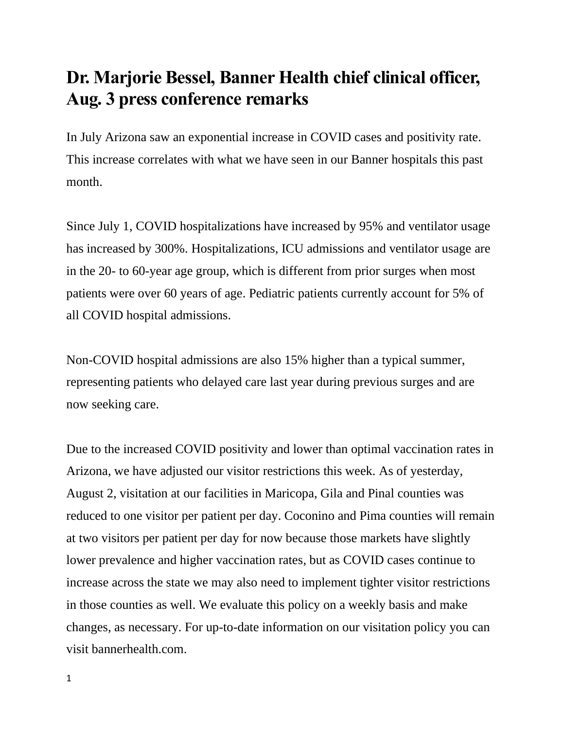# Dr. Marjorie Bessel, Banner Health chief clinical officer, Aug. 3 press conference remarks

In July Arizona saw an exponential increase in COVID cases and positivity rate. This increase correlates with what we have seen in our Banner hospitals this past month.

Since July 1, COVID hospitalizations have increased by 95% and ventilator usage has increased by 300%. Hospitalizations, ICU admissions and ventilator usage are in the 20- to 60-year age group, which is different from prior surges when most patients were over 60 years of age. Pediatric patients currently account for 5% of all COVID hospital admissions.

Non-COVID hospital admissions are also 15% higher than a typical summer, representing patients who delayed care last year during previous surges and are now seeking care.

Due to the increased COVID positivity and lower than optimal vaccination rates in Arizona, we have adjusted our visitor restrictions this week. As of yesterday, August 2, visitation at our facilities in Maricopa, Gila and Pinal counties was reduced to one visitor per patient per day. Coconino and Pima counties will remain at two visitors per patient per day for now because those markets have slightly lower prevalence and higher vaccination rates, but as COVID cases continue to increase across the state we may also need to implement tighter visitor restrictions in those counties as well. We evaluate this policy on a weekly basis and make changes, as necessary. For up-to-date information on our visitation policy you can visit bannerhealth.com.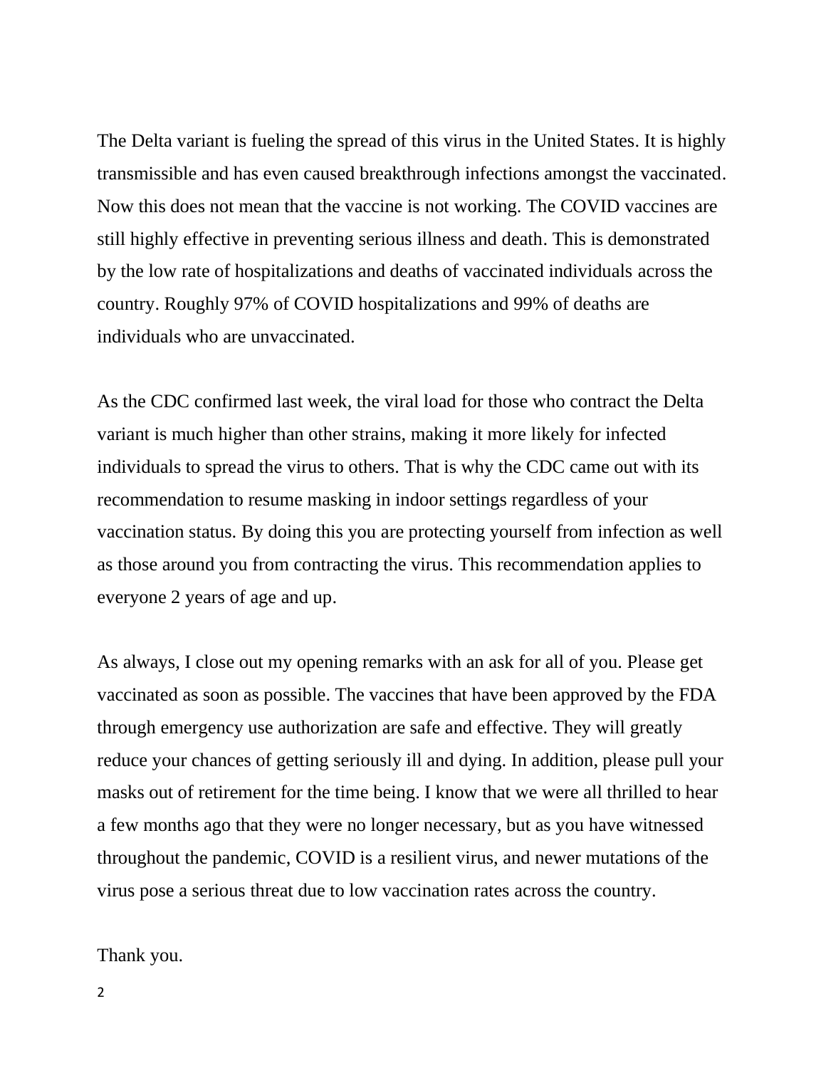The Delta variant is fueling the spread of this virus in the United States. It is highly transmissible and has even caused breakthrough infections amongst the vaccinated. Now this does not mean that the vaccine is not working. The COVID vaccines are still highly effective in preventing serious illness and death. This is demonstrated by the low rate of hospitalizations and deaths of vaccinated individuals across the country. Roughly 97% of COVID hospitalizations and 99% of deaths are individuals who are unvaccinated.

As the CDC confirmed last week, the viral load for those who contract the Delta variant is much higher than other strains, making it more likely for infected individuals to spread the virus to others. That is why the CDC came out with its recommendation to resume masking in indoor settings regardless of your vaccination status. By doing this you are protecting yourself from infection as well as those around you from contracting the virus. This recommendation applies to everyone 2 years of age and up.

As always, I close out my opening remarks with an ask for all of you. Please get vaccinated as soon as possible. The vaccines that have been approved by the FDA through emergency use authorization are safe and effective. They will greatly reduce your chances of getting seriously ill and dying. In addition, please pull your masks out of retirement for the time being. I know that we were all thrilled to hear a few months ago that they were no longer necessary, but as you have witnessed throughout the pandemic, COVID is a resilient virus, and newer mutations of the virus pose a serious threat due to low vaccination rates across the country.

Thank you.